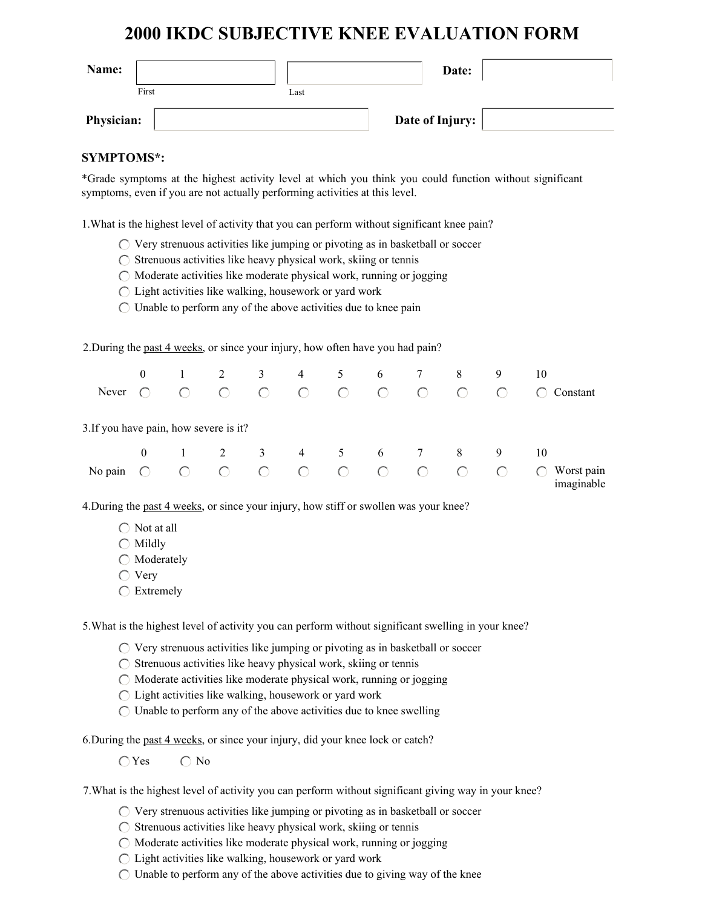# 2000 IKDC SUBJECTIVE KNEE EVALUATION FORM

**Name:** ____________ ____________ **Date:** ____________
First Last

**Physician:** ____________ **Date of Injury:** ____________

**SYMPTOMS*:**

*Grade symptoms at the highest activity level at which you think you could function without significant symptoms, even if you are not actually performing activities at this level.

1.What is the highest level of activity that you can perform without significant knee pain?

- ◯ Very strenuous activities like jumping or pivoting as in basketball or soccer
- ◯ Strenuous activities like heavy physical work, skiing or tennis
- ◯ Moderate activities like moderate physical work, running or jogging
- ◯ Light activities like walking, housework or yard work
- ◯ Unable to perform any of the above activities due to knee pain

2.During the past 4 weeks, or since your injury, how often have you had pain?

| | 0 | 1 | 2 | 3 | 4 | 5 | 6 | 7 | 8 | 9 | 10 | |
|---|---|---|---|---|---|---|---|---|---|---|---|---|
| Never | ◯ | ◯ | ◯ | ◯ | ◯ | ◯ | ◯ | ◯ | ◯ | ◯ | ◯ | Constant |

3.If you have pain, how severe is it?

| | 0 | 1 | 2 | 3 | 4 | 5 | 6 | 7 | 8 | 9 | 10 | |
|---|---|---|---|---|---|---|---|---|---|---|---|---|
| No pain | ◯ | ◯ | ◯ | ◯ | ◯ | ◯ | ◯ | ◯ | ◯ | ◯ | ◯ | Worst pain imaginable |

4.During the past 4 weeks, or since your injury, how stiff or swollen was your knee?

- ◯ Not at all
- ◯ Mildly
- ◯ Moderately
- ◯ Very
- ◯ Extremely

5.What is the highest level of activity you can perform without significant swelling in your knee?

- ◯ Very strenuous activities like jumping or pivoting as in basketball or soccer
- ◯ Strenuous activities like heavy physical work, skiing or tennis
- ◯ Moderate activities like moderate physical work, running or jogging
- ◯ Light activities like walking, housework or yard work
- ◯ Unable to perform any of the above activities due to knee swelling

6.During the past 4 weeks, or since your injury, did your knee lock or catch?

◯ Yes ◯ No

7.What is the highest level of activity you can perform without significant giving way in your knee?

- ◯ Very strenuous activities like jumping or pivoting as in basketball or soccer
- ◯ Strenuous activities like heavy physical work, skiing or tennis
- ◯ Moderate activities like moderate physical work, running or jogging
- ◯ Light activities like walking, housework or yard work
- ◯ Unable to perform any of the above activities due to giving way of the knee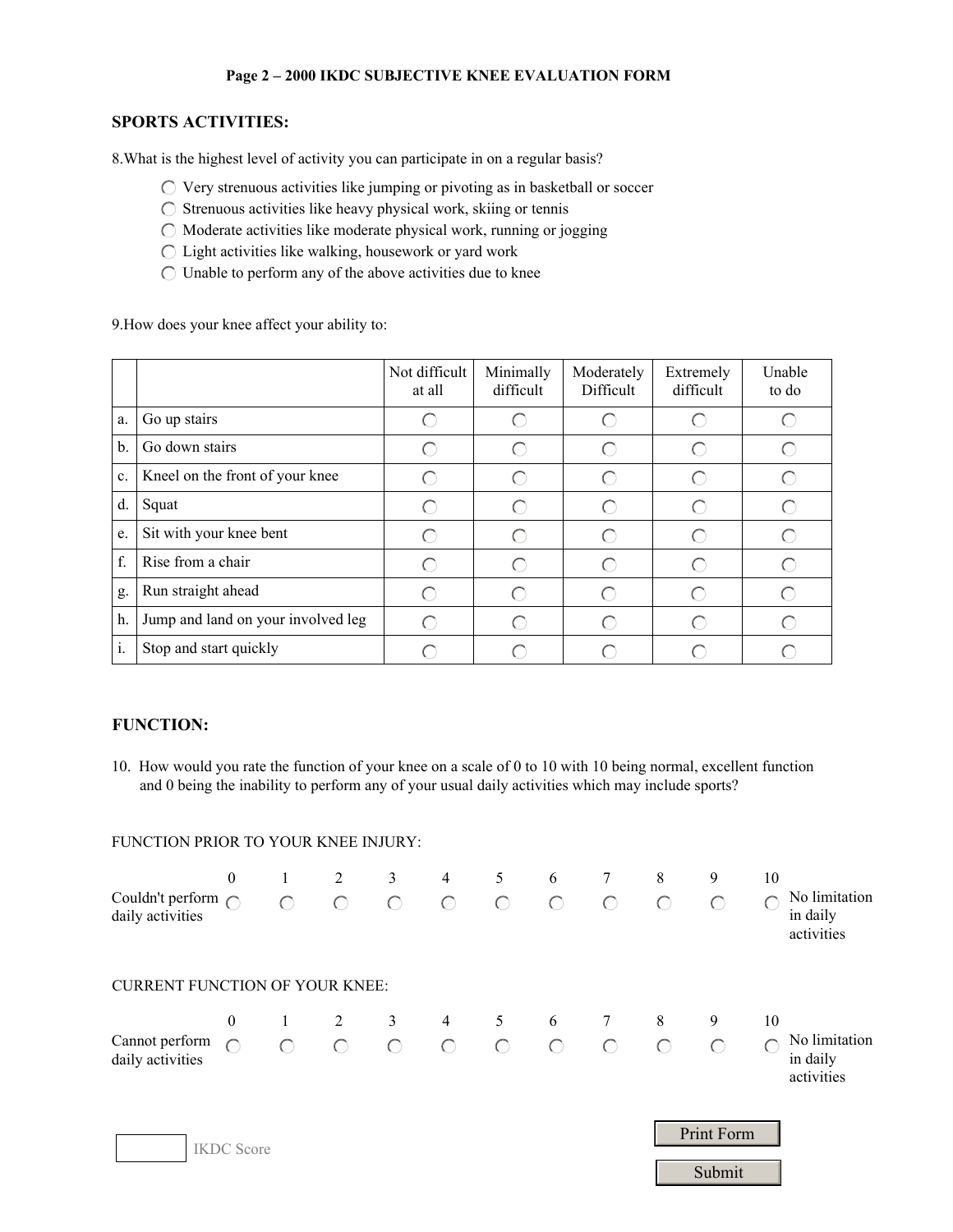**Page 2 – 2000 IKDC SUBJECTIVE KNEE EVALUATION FORM**

## SPORTS ACTIVITIES:

8.What is the highest level of activity you can participate in on a regular basis?

- ○ Very strenuous activities like jumping or pivoting as in basketball or soccer
- ○ Strenuous activities like heavy physical work, skiing or tennis
- ○ Moderate activities like moderate physical work, running or jogging
- ○ Light activities like walking, housework or yard work
- ○ Unable to perform any of the above activities due to knee

9.How does your knee affect your ability to:

| | | Not difficult at all | Minimally difficult | Moderately Difficult | Extremely difficult | Unable to do |
|---|---|---|---|---|---|---|
| a. | Go up stairs | ○ | ○ | ○ | ○ | ○ |
| b. | Go down stairs | ○ | ○ | ○ | ○ | ○ |
| c. | Kneel on the front of your knee | ○ | ○ | ○ | ○ | ○ |
| d. | Squat | ○ | ○ | ○ | ○ | ○ |
| e. | Sit with your knee bent | ○ | ○ | ○ | ○ | ○ |
| f. | Rise from a chair | ○ | ○ | ○ | ○ | ○ |
| g. | Run straight ahead | ○ | ○ | ○ | ○ | ○ |
| h. | Jump and land on your involved leg | ○ | ○ | ○ | ○ | ○ |
| i. | Stop and start quickly | ○ | ○ | ○ | ○ | ○ |

## FUNCTION:

10. How would you rate the function of your knee on a scale of 0 to 10 with 10 being normal, excellent function and 0 being the inability to perform any of your usual daily activities which may include sports?

FUNCTION PRIOR TO YOUR KNEE INJURY:

| | 0 | 1 | 2 | 3 | 4 | 5 | 6 | 7 | 8 | 9 | 10 | |
|---|---|---|---|---|---|---|---|---|---|---|---|---|
| Couldn't perform daily activities | ○ | ○ | ○ | ○ | ○ | ○ | ○ | ○ | ○ | ○ | ○ | No limitation in daily activities |

CURRENT FUNCTION OF YOUR KNEE:

| | 0 | 1 | 2 | 3 | 4 | 5 | 6 | 7 | 8 | 9 | 10 | |
|---|---|---|---|---|---|---|---|---|---|---|---|---|
| Cannot perform daily activities | ○ | ○ | ○ | ○ | ○ | ○ | ○ | ○ | ○ | ○ | ○ | No limitation in daily activities |

IKDC Score

Print Form

Submit